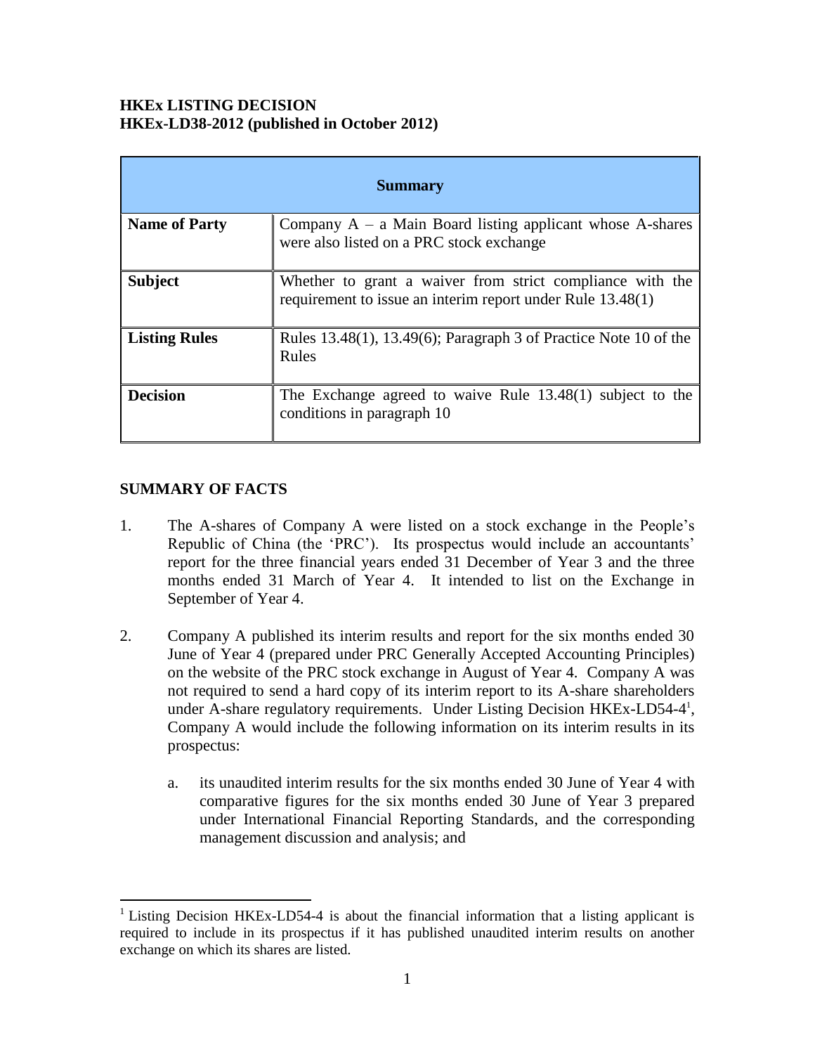**HKEx LISTING DECISION**
**HKEx-LD38-2012 (published in October 2012)**

| Summary | |
|---|---|
| **Name of Party** | Company A – a Main Board listing applicant whose A-shares were also listed on a PRC stock exchange |
| **Subject** | Whether to grant a waiver from strict compliance with the requirement to issue an interim report under Rule 13.48(1) |
| **Listing Rules** | Rules 13.48(1), 13.49(6); Paragraph 3 of Practice Note 10 of the Rules |
| **Decision** | The Exchange agreed to waive Rule 13.48(1) subject to the conditions in paragraph 10 |

## SUMMARY OF FACTS

1. The A-shares of Company A were listed on a stock exchange in the People's Republic of China (the 'PRC'). Its prospectus would include an accountants' report for the three financial years ended 31 December of Year 3 and the three months ended 31 March of Year 4. It intended to list on the Exchange in September of Year 4.

2. Company A published its interim results and report for the six months ended 30 June of Year 4 (prepared under PRC Generally Accepted Accounting Principles) on the website of the PRC stock exchange in August of Year 4. Company A was not required to send a hard copy of its interim report to its A-share shareholders under A-share regulatory requirements. Under Listing Decision HKEx-LD54-4[1], Company A would include the following information on its interim results in its prospectus:

   a. its unaudited interim results for the six months ended 30 June of Year 4 with comparative figures for the six months ended 30 June of Year 3 prepared under International Financial Reporting Standards, and the corresponding management discussion and analysis; and

[1] Listing Decision HKEx-LD54-4 is about the financial information that a listing applicant is required to include in its prospectus if it has published unaudited interim results on another exchange on which its shares are listed.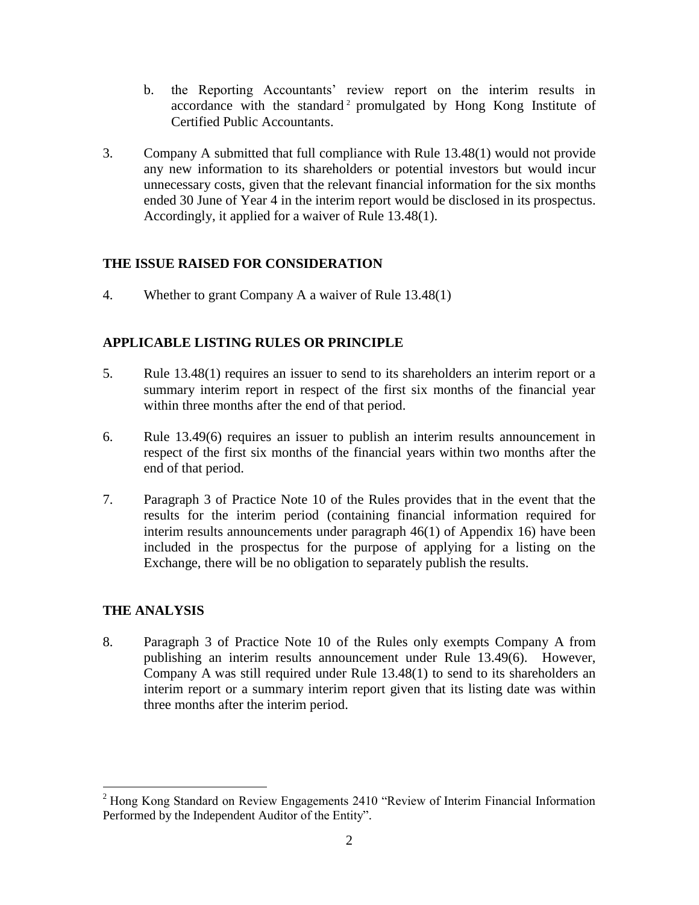b. the Reporting Accountants' review report on the interim results in accordance with the standard[2] promulgated by Hong Kong Institute of Certified Public Accountants.

3. Company A submitted that full compliance with Rule 13.48(1) would not provide any new information to its shareholders or potential investors but would incur unnecessary costs, given that the relevant financial information for the six months ended 30 June of Year 4 in the interim report would be disclosed in its prospectus. Accordingly, it applied for a waiver of Rule 13.48(1).

## THE ISSUE RAISED FOR CONSIDERATION

4. Whether to grant Company A a waiver of Rule 13.48(1)

## APPLICABLE LISTING RULES OR PRINCIPLE

5. Rule 13.48(1) requires an issuer to send to its shareholders an interim report or a summary interim report in respect of the first six months of the financial year within three months after the end of that period.

6. Rule 13.49(6) requires an issuer to publish an interim results announcement in respect of the first six months of the financial years within two months after the end of that period.

7. Paragraph 3 of Practice Note 10 of the Rules provides that in the event that the results for the interim period (containing financial information required for interim results announcements under paragraph 46(1) of Appendix 16) have been included in the prospectus for the purpose of applying for a listing on the Exchange, there will be no obligation to separately publish the results.

## THE ANALYSIS

8. Paragraph 3 of Practice Note 10 of the Rules only exempts Company A from publishing an interim results announcement under Rule 13.49(6). However, Company A was still required under Rule 13.48(1) to send to its shareholders an interim report or a summary interim report given that its listing date was within three months after the interim period.

---

[2] Hong Kong Standard on Review Engagements 2410 "Review of Interim Financial Information Performed by the Independent Auditor of the Entity".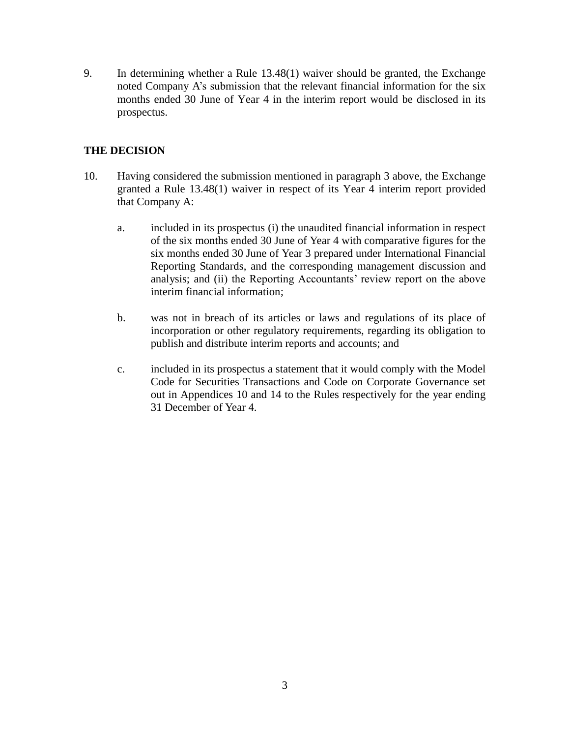9. In determining whether a Rule 13.48(1) waiver should be granted, the Exchange noted Company A's submission that the relevant financial information for the six months ended 30 June of Year 4 in the interim report would be disclosed in its prospectus.

## THE DECISION

10. Having considered the submission mentioned in paragraph 3 above, the Exchange granted a Rule 13.48(1) waiver in respect of its Year 4 interim report provided that Company A:

    a. included in its prospectus (i) the unaudited financial information in respect of the six months ended 30 June of Year 4 with comparative figures for the six months ended 30 June of Year 3 prepared under International Financial Reporting Standards, and the corresponding management discussion and analysis; and (ii) the Reporting Accountants' review report on the above interim financial information;

    b. was not in breach of its articles or laws and regulations of its place of incorporation or other regulatory requirements, regarding its obligation to publish and distribute interim reports and accounts; and

    c. included in its prospectus a statement that it would comply with the Model Code for Securities Transactions and Code on Corporate Governance set out in Appendices 10 and 14 to the Rules respectively for the year ending 31 December of Year 4.